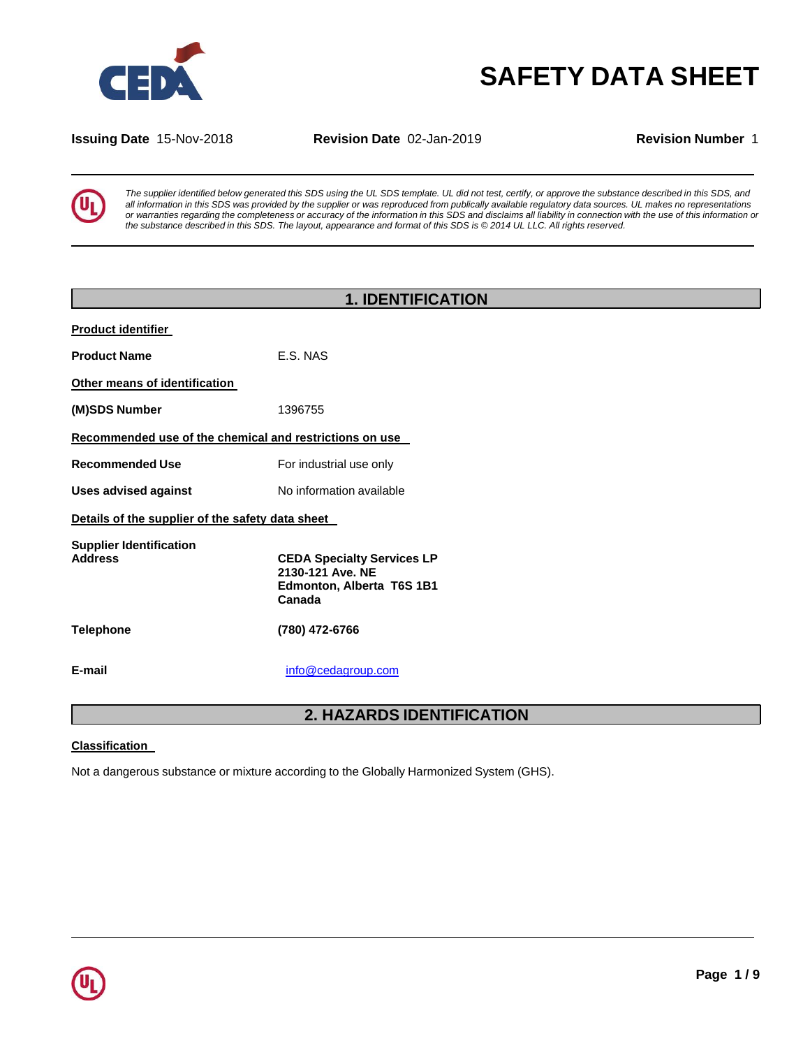# SAFETY DATA SHEET

**Issuing Date** 15-Nov-2018 **Revision Date** 02-Jan-2019 **Revision Number** 1

*The supplier identified below generated this SDS using the UL SDS template. UL did not test, certify, or approve the substance described in this SDS, and all information in this SDS was provided by the supplier or was reproduced from publically available regulatory data sources. UL makes no representations or warranties regarding the completeness or accuracy of the information in this SDS and disclaims all liability in connection with the use of this information or the substance described in this SDS. The layout, appearance and format of this SDS is © 2014 UL LLC. All rights reserved.*

## 1. IDENTIFICATION

**Product identifier**

**Product Name** E.S. NAS

**Other means of identification**

**(M)SDS Number** 1396755

**Recommended use of the chemical and restrictions on use**

**Recommended Use** For industrial use only

**Uses advised against** No information available

**Details of the supplier of the safety data sheet**

**Supplier Identification Address**

**CEDA Specialty Services LP**
**2130-121 Ave. NE**
**Edmonton, Alberta T6S 1B1**
**Canada**

**Telephone** **(780) 472-6766**

**E-mail** info@cedagroup.com

## 2. HAZARDS IDENTIFICATION

**Classification**

Not a dangerous substance or mixture according to the Globally Harmonized System (GHS).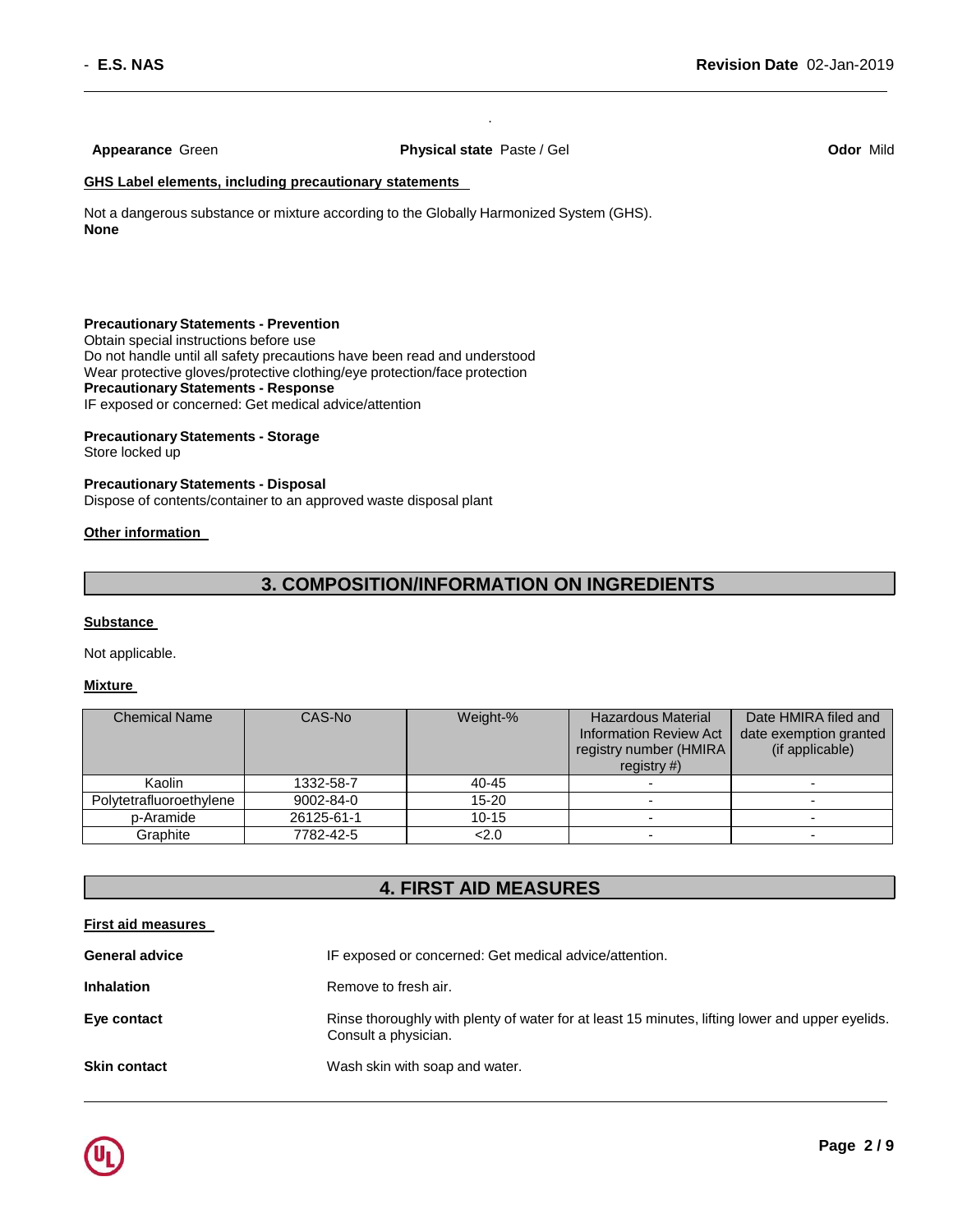**Appearance** Green

**Physical state** Paste / Gel

**Odor** Mild

**GHS Label elements, including precautionary statements**

Not a dangerous substance or mixture according to the Globally Harmonized System (GHS).
**None**

**Precautionary Statements - Prevention**
Obtain special instructions before use
Do not handle until all safety precautions have been read and understood
Wear protective gloves/protective clothing/eye protection/face protection
**Precautionary Statements - Response**
IF exposed or concerned: Get medical advice/attention

**Precautionary Statements - Storage**
Store locked up

**Precautionary Statements - Disposal**
Dispose of contents/container to an approved waste disposal plant

**Other information**

## 3. COMPOSITION/INFORMATION ON INGREDIENTS

**Substance**

Not applicable.

**Mixture**

| Chemical Name | CAS-No | Weight-% | Hazardous Material Information Review Act registry number (HMIRA registry #) | Date HMIRA filed and date exemption granted (if applicable) |
|---|---|---|---|---|
| Kaolin | 1332-58-7 | 40-45 | - | - |
| Polytetrafluoroethylene | 9002-84-0 | 15-20 | - | - |
| p-Aramide | 26125-61-1 | 10-15 | - | - |
| Graphite | 7782-42-5 | <2.0 | - | - |

## 4. FIRST AID MEASURES

**First aid measures**

**General advice** IF exposed or concerned: Get medical advice/attention.

**Inhalation** Remove to fresh air.

**Eye contact** Rinse thoroughly with plenty of water for at least 15 minutes, lifting lower and upper eyelids. Consult a physician.

**Skin contact** Wash skin with soap and water.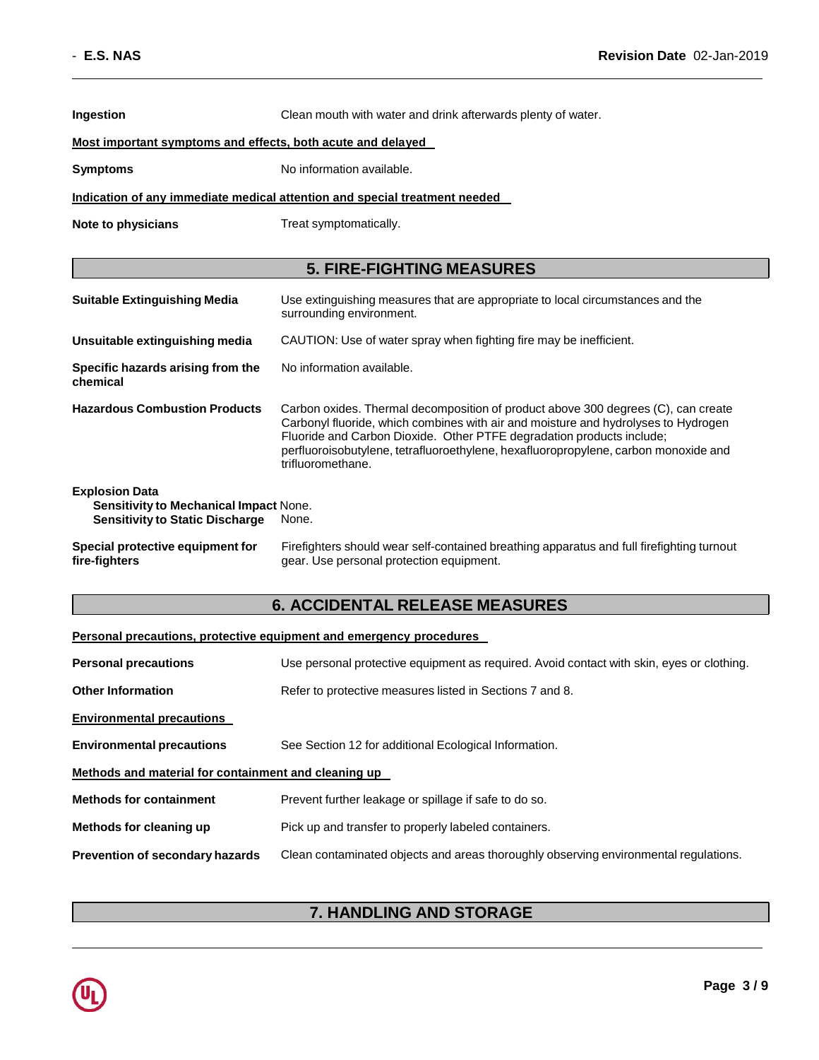**Ingestion** Clean mouth with water and drink afterwards plenty of water.

**Most important symptoms and effects, both acute and delayed**

**Symptoms** No information available.

**Indication of any immediate medical attention and special treatment needed**

**Note to physicians** Treat symptomatically.

## 5. FIRE-FIGHTING MEASURES

**Suitable Extinguishing Media** Use extinguishing measures that are appropriate to local circumstances and the surrounding environment.

**Unsuitable extinguishing media** CAUTION: Use of water spray when fighting fire may be inefficient.

**Specific hazards arising from the chemical** No information available.

**Hazardous Combustion Products** Carbon oxides. Thermal decomposition of product above 300 degrees (C), can create Carbonyl fluoride, which combines with air and moisture and hydrolyses to Hydrogen Fluoride and Carbon Dioxide. Other PTFE degradation products include; perfluoroisobutylene, tetrafluoroethylene, hexafluoropropylene, carbon monoxide and trifluoromethane.

**Explosion Data**
- **Sensitivity to Mechanical Impact** None.
- **Sensitivity to Static Discharge** None.

**Special protective equipment for fire-fighters** Firefighters should wear self-contained breathing apparatus and full firefighting turnout gear. Use personal protection equipment.

## 6. ACCIDENTAL RELEASE MEASURES

**Personal precautions, protective equipment and emergency procedures**

**Personal precautions** Use personal protective equipment as required. Avoid contact with skin, eyes or clothing.

**Other Information** Refer to protective measures listed in Sections 7 and 8.

**Environmental precautions**

**Environmental precautions** See Section 12 for additional Ecological Information.

**Methods and material for containment and cleaning up**

**Methods for containment** Prevent further leakage or spillage if safe to do so.

**Methods for cleaning up** Pick up and transfer to properly labeled containers.

**Prevention of secondary hazards** Clean contaminated objects and areas thoroughly observing environmental regulations.

## 7. HANDLING AND STORAGE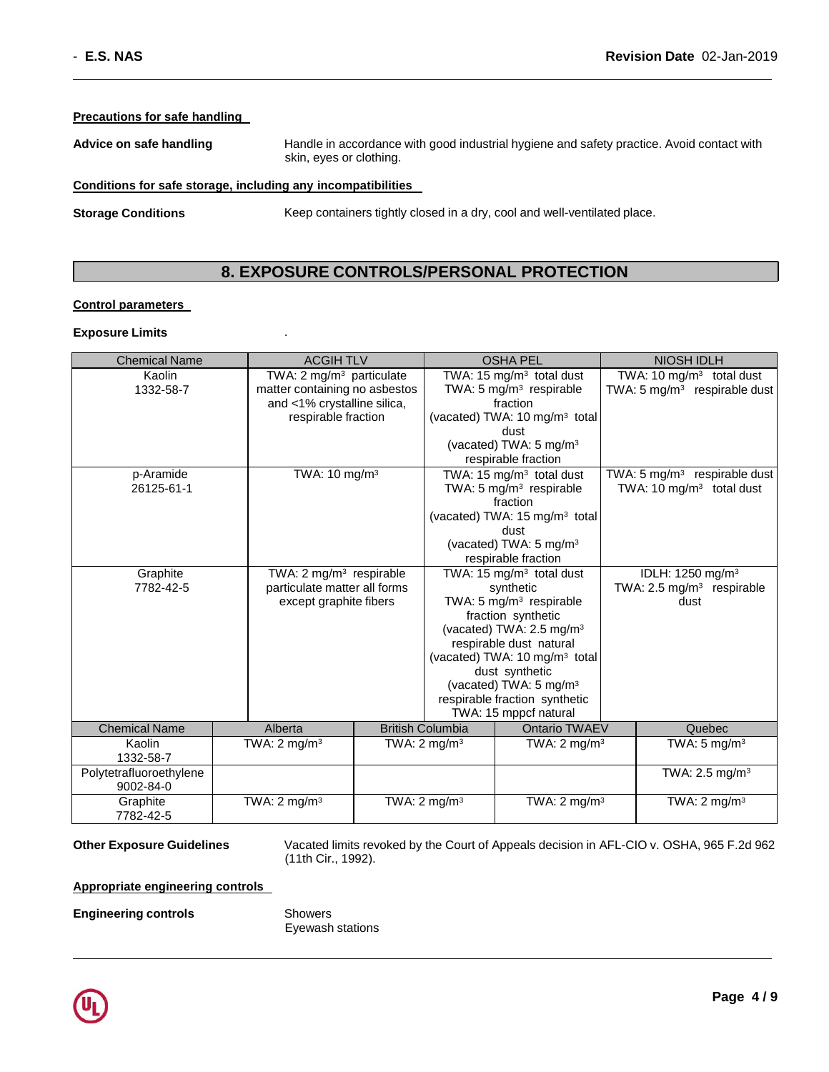### Precautions for safe handling

**Advice on safe handling** Handle in accordance with good industrial hygiene and safety practice. Avoid contact with skin, eyes or clothing.

### Conditions for safe storage, including any incompatibilities

**Storage Conditions** Keep containers tightly closed in a dry, cool and well-ventilated place.

## 8. EXPOSURE CONTROLS/PERSONAL PROTECTION

### Control parameters

**Exposure Limits** .

| Chemical Name | ACGIH TLV | OSHA PEL | NIOSH IDLH |
|---|---|---|---|
| Kaolin<br>1332-58-7 | TWA: 2 mg/m³ particulate matter containing no asbestos and <1% crystalline silica, respirable fraction | TWA: 15 mg/m³ total dust<br>TWA: 5 mg/m³ respirable fraction<br>(vacated) TWA: 10 mg/m³ total dust<br>(vacated) TWA: 5 mg/m³ respirable fraction | TWA: 10 mg/m³ total dust<br>TWA: 5 mg/m³ respirable dust |
| p-Aramide<br>26125-61-1 | TWA: 10 mg/m³ | TWA: 15 mg/m³ total dust<br>TWA: 5 mg/m³ respirable fraction<br>(vacated) TWA: 15 mg/m³ total dust<br>(vacated) TWA: 5 mg/m³ respirable fraction | TWA: 5 mg/m³ respirable dust<br>TWA: 10 mg/m³ total dust |
| Graphite<br>7782-42-5 | TWA: 2 mg/m³ respirable particulate matter all forms except graphite fibers | TWA: 15 mg/m³ total dust synthetic<br>TWA: 5 mg/m³ respirable fraction synthetic<br>(vacated) TWA: 2.5 mg/m³ respirable dust natural<br>(vacated) TWA: 10 mg/m³ total dust synthetic<br>(vacated) TWA: 5 mg/m³ respirable fraction synthetic<br>TWA: 15 mppcf natural | IDLH: 1250 mg/m³<br>TWA: 2.5 mg/m³ respirable dust |

| Chemical Name | Alberta | British Columbia | Ontario TWAEV | Quebec |
|---|---|---|---|---|
| Kaolin<br>1332-58-7 | TWA: 2 mg/m³ | TWA: 2 mg/m³ | TWA: 2 mg/m³ | TWA: 5 mg/m³ |
| Polytetrafluoroethylene<br>9002-84-0 | | | | TWA: 2.5 mg/m³ |
| Graphite<br>7782-42-5 | TWA: 2 mg/m³ | TWA: 2 mg/m³ | TWA: 2 mg/m³ | TWA: 2 mg/m³ |

**Other Exposure Guidelines** Vacated limits revoked by the Court of Appeals decision in AFL-CIO v. OSHA, 965 F.2d 962 (11th Cir., 1992).

### Appropriate engineering controls

**Engineering controls** Showers
Eyewash stations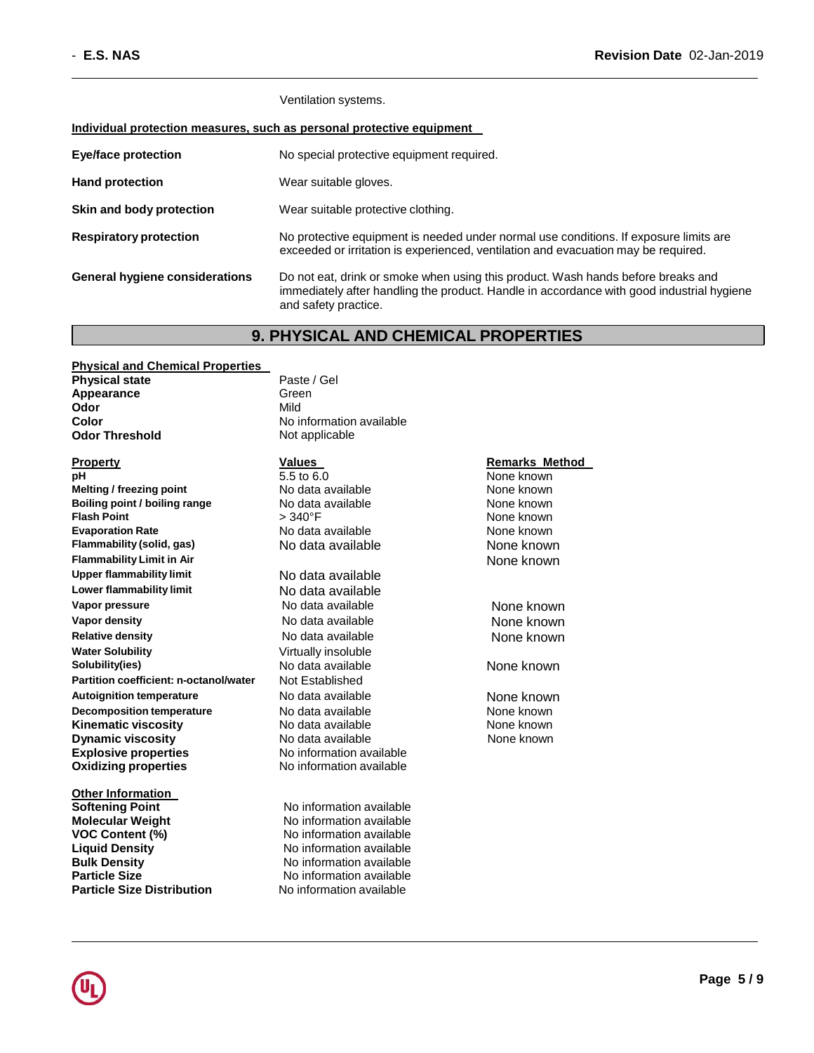Ventilation systems.

**Individual protection measures, such as personal protective equipment**

| | |
|---|---|
| **Eye/face protection** | No special protective equipment required. |
| **Hand protection** | Wear suitable gloves. |
| **Skin and body protection** | Wear suitable protective clothing. |
| **Respiratory protection** | No protective equipment is needed under normal use conditions. If exposure limits are exceeded or irritation is experienced, ventilation and evacuation may be required. |
| **General hygiene considerations** | Do not eat, drink or smoke when using this product. Wash hands before breaks and immediately after handling the product. Handle in accordance with good industrial hygiene and safety practice. |

## 9. PHYSICAL AND CHEMICAL PROPERTIES

**Physical and Chemical Properties**

| | |
|---|---|
| **Physical state** | Paste / Gel |
| **Appearance** | Green |
| **Odor** | Mild |
| **Color** | No information available |
| **Odor Threshold** | Not applicable |

| Property | Values | Remarks Method |
|---|---|---|
| **pH** | 5.5 to 6.0 | None known |
| **Melting / freezing point** | No data available | None known |
| **Boiling point / boiling range** | No data available | None known |
| **Flash Point** | > 340°F | None known |
| **Evaporation Rate** | No data available | None known |
| **Flammability (solid, gas)** | No data available | None known |
| **Flammability Limit in Air** | | None known |
| **Upper flammability limit** | No data available | |
| **Lower flammability limit** | No data available | |
| **Vapor pressure** | No data available | None known |
| **Vapor density** | No data available | None known |
| **Relative density** | No data available | None known |
| **Water Solubility** | Virtually insoluble | |
| **Solubility(ies)** | No data available | None known |
| **Partition coefficient: n-octanol/water** | Not Established | |
| **Autoignition temperature** | No data available | None known |
| **Decomposition temperature** | No data available | None known |
| **Kinematic viscosity** | No data available | None known |
| **Dynamic viscosity** | No data available | None known |
| **Explosive properties** | No information available | |
| **Oxidizing properties** | No information available | |

**Other Information**

| | |
|---|---|
| **Softening Point** | No information available |
| **Molecular Weight** | No information available |
| **VOC Content (%)** | No information available |
| **Liquid Density** | No information available |
| **Bulk Density** | No information available |
| **Particle Size** | No information available |
| **Particle Size Distribution** | No information available |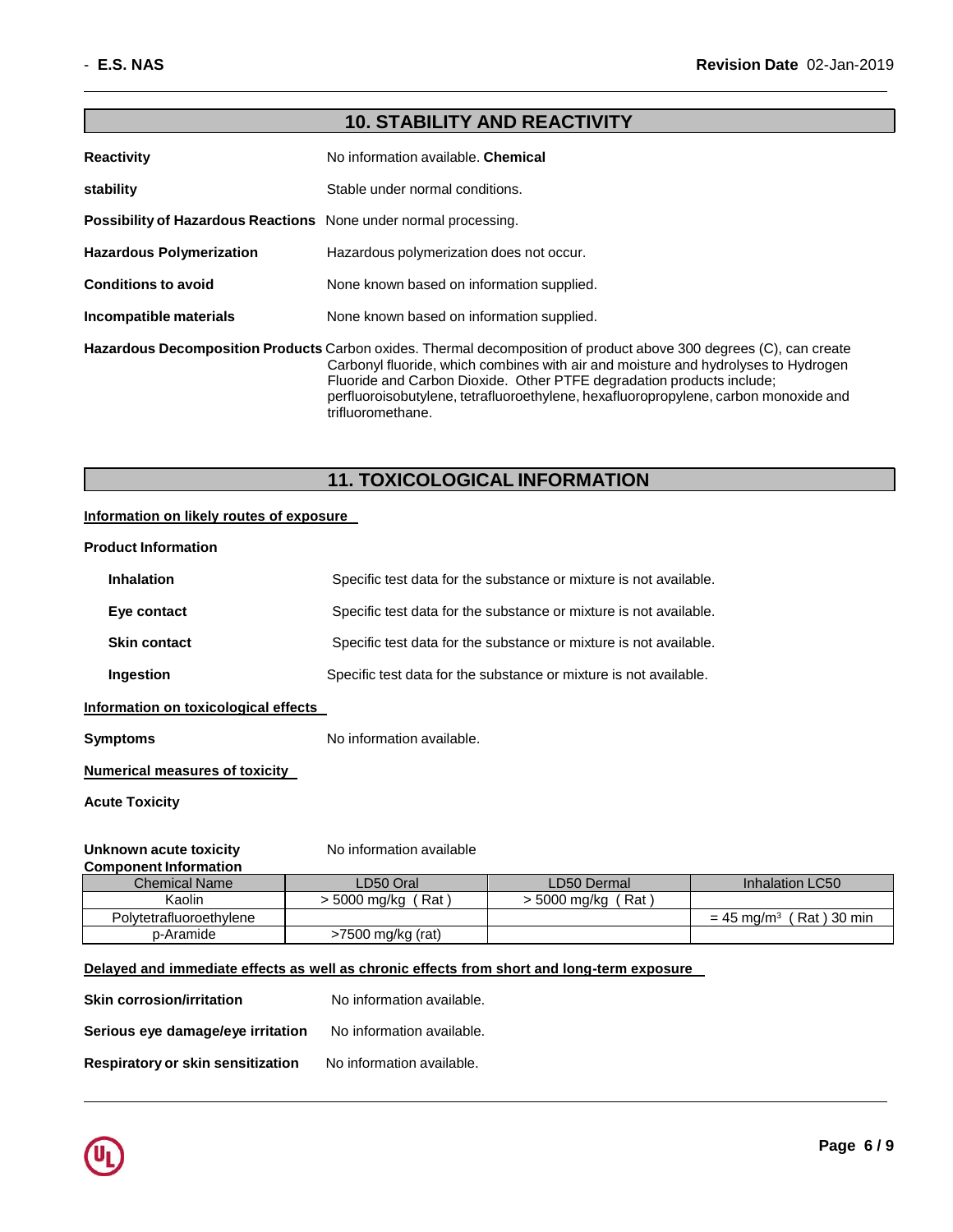## 10. STABILITY AND REACTIVITY

**Reactivity** No information available. **Chemical**

**stability** Stable under normal conditions.

**Possibility of Hazardous Reactions** None under normal processing.

**Hazardous Polymerization** Hazardous polymerization does not occur.

**Conditions to avoid** None known based on information supplied.

**Incompatible materials** None known based on information supplied.

**Hazardous Decomposition Products** Carbon oxides. Thermal decomposition of product above 300 degrees (C), can create Carbonyl fluoride, which combines with air and moisture and hydrolyses to Hydrogen Fluoride and Carbon Dioxide. Other PTFE degradation products include; perfluoroisobutylene, tetrafluoroethylene, hexafluoropropylene, carbon monoxide and trifluoromethane.

## 11. TOXICOLOGICAL INFORMATION

**Information on likely routes of exposure**

**Product Information**

**Inhalation** Specific test data for the substance or mixture is not available.

**Eye contact** Specific test data for the substance or mixture is not available.

**Skin contact** Specific test data for the substance or mixture is not available.

**Ingestion** Specific test data for the substance or mixture is not available.

**Information on toxicological effects**

**Symptoms** No information available.

**Numerical measures of toxicity**

**Acute Toxicity**

**Unknown acute toxicity** No information available

**Component Information**

| Chemical Name | LD50 Oral | LD50 Dermal | Inhalation LC50 |
|---|---|---|---|
| Kaolin | > 5000 mg/kg ( Rat ) | > 5000 mg/kg ( Rat ) | |
| Polytetrafluoroethylene | | | = 45 $mg/m^3$ ( Rat ) 30 min |
| p-Aramide | >7500 mg/kg (rat) | | |

**Delayed and immediate effects as well as chronic effects from short and long-term exposure**

**Skin corrosion/irritation** No information available.

**Serious eye damage/eye irritation** No information available.

**Respiratory or skin sensitization** No information available.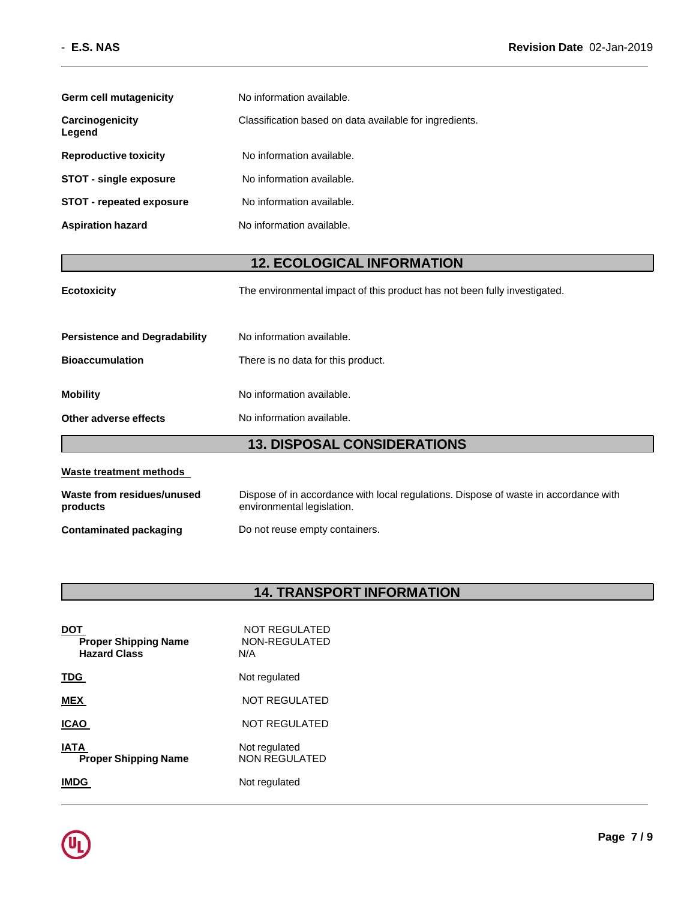| | |
|---|---|
| **Germ cell mutagenicity** | No information available. |
| **Carcinogenicity Legend** | Classification based on data available for ingredients. |
| **Reproductive toxicity** | No information available. |
| **STOT - single exposure** | No information available. |
| **STOT - repeated exposure** | No information available. |
| **Aspiration hazard** | No information available. |

## 12. ECOLOGICAL INFORMATION

| | |
|---|---|
| **Ecotoxicity** | The environmental impact of this product has not been fully investigated. |
| **Persistence and Degradability** | No information available. |
| **Bioaccumulation** | There is no data for this product. |
| **Mobility** | No information available. |
| **Other adverse effects** | No information available. |

## 13. DISPOSAL CONSIDERATIONS

**Waste treatment methods**

| | |
|---|---|
| **Waste from residues/unused products** | Dispose of in accordance with local regulations. Dispose of waste in accordance with environmental legislation. |
| **Contaminated packaging** | Do not reuse empty containers. |

## 14. TRANSPORT INFORMATION

| | |
|---|---|
| **DOT** | NOT REGULATED |
| **Proper Shipping Name** | NON-REGULATED |
| **Hazard Class** | N/A |
| **TDG** | Not regulated |
| **MEX** | NOT REGULATED |
| **ICAO** | NOT REGULATED |
| **IATA** | Not regulated |
| **Proper Shipping Name** | NON REGULATED |
| **IMDG** | Not regulated |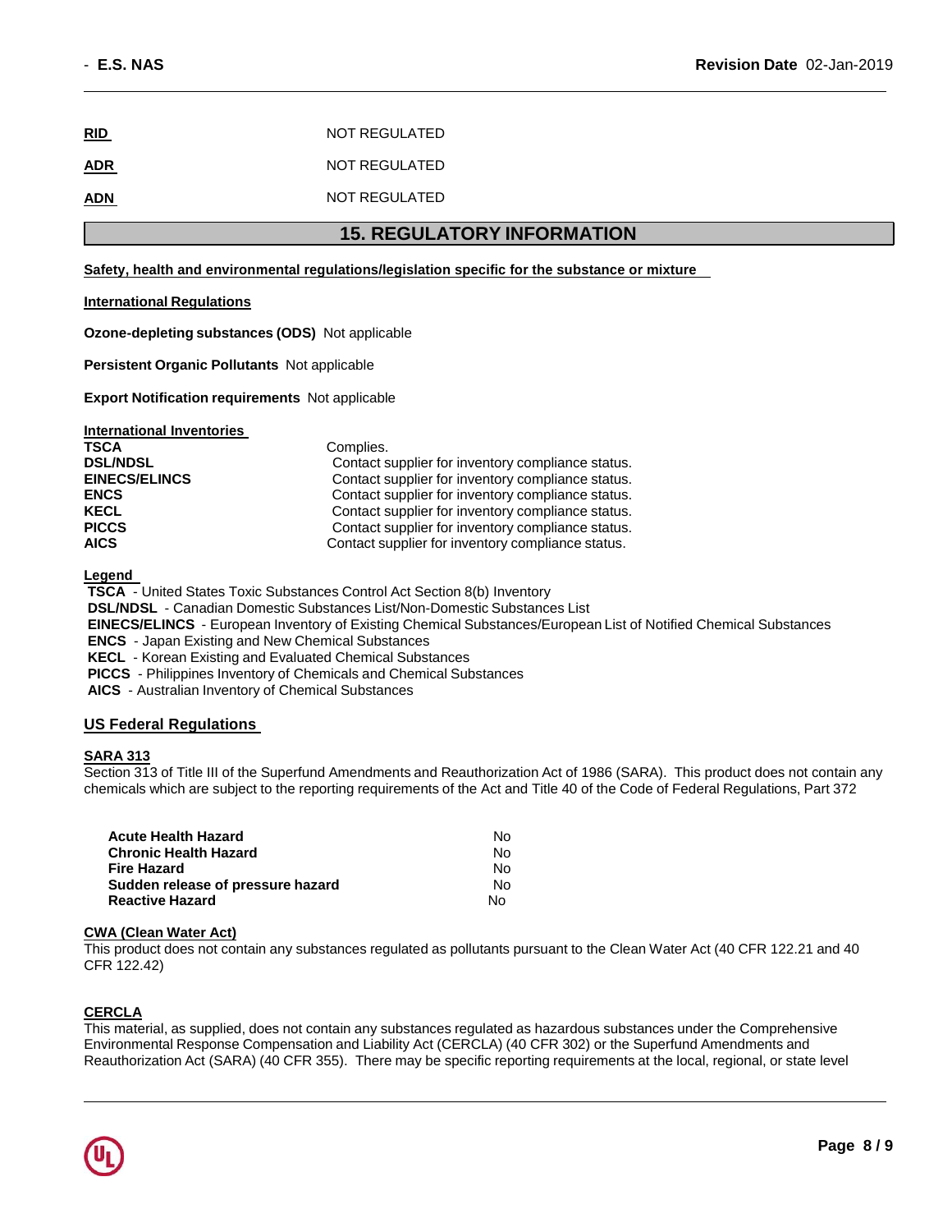| | |
|---|---|
| **RID** | NOT REGULATED |
| **ADR** | NOT REGULATED |
| **ADN** | NOT REGULATED |

## 15. REGULATORY INFORMATION

**Safety, health and environmental regulations/legislation specific for the substance or mixture**

**International Regulations**

**Ozone-depleting substances (ODS)** Not applicable

**Persistent Organic Pollutants** Not applicable

**Export Notification requirements** Not applicable

**International Inventories**

| | |
|---|---|
| **TSCA** | Complies. |
| **DSL/NDSL** | Contact supplier for inventory compliance status. |
| **EINECS/ELINCS** | Contact supplier for inventory compliance status. |
| **ENCS** | Contact supplier for inventory compliance status. |
| **KECL** | Contact supplier for inventory compliance status. |
| **PICCS** | Contact supplier for inventory compliance status. |
| **AICS** | Contact supplier for inventory compliance status. |

**Legend**

**TSCA** - United States Toxic Substances Control Act Section 8(b) Inventory
**DSL/NDSL** - Canadian Domestic Substances List/Non-Domestic Substances List
**EINECS/ELINCS** - European Inventory of Existing Chemical Substances/European List of Notified Chemical Substances
**ENCS** - Japan Existing and New Chemical Substances
**KECL** - Korean Existing and Evaluated Chemical Substances
**PICCS** - Philippines Inventory of Chemicals and Chemical Substances
**AICS** - Australian Inventory of Chemical Substances

### US Federal Regulations

**SARA 313**

Section 313 of Title III of the Superfund Amendments and Reauthorization Act of 1986 (SARA). This product does not contain any chemicals which are subject to the reporting requirements of the Act and Title 40 of the Code of Federal Regulations, Part 372

| | |
|---|---|
| **Acute Health Hazard** | No |
| **Chronic Health Hazard** | No |
| **Fire Hazard** | No |
| **Sudden release of pressure hazard** | No |
| **Reactive Hazard** | No |

**CWA (Clean Water Act)**

This product does not contain any substances regulated as pollutants pursuant to the Clean Water Act (40 CFR 122.21 and 40 CFR 122.42)

**CERCLA**

This material, as supplied, does not contain any substances regulated as hazardous substances under the Comprehensive Environmental Response Compensation and Liability Act (CERCLA) (40 CFR 302) or the Superfund Amendments and Reauthorization Act (SARA) (40 CFR 355). There may be specific reporting requirements at the local, regional, or state level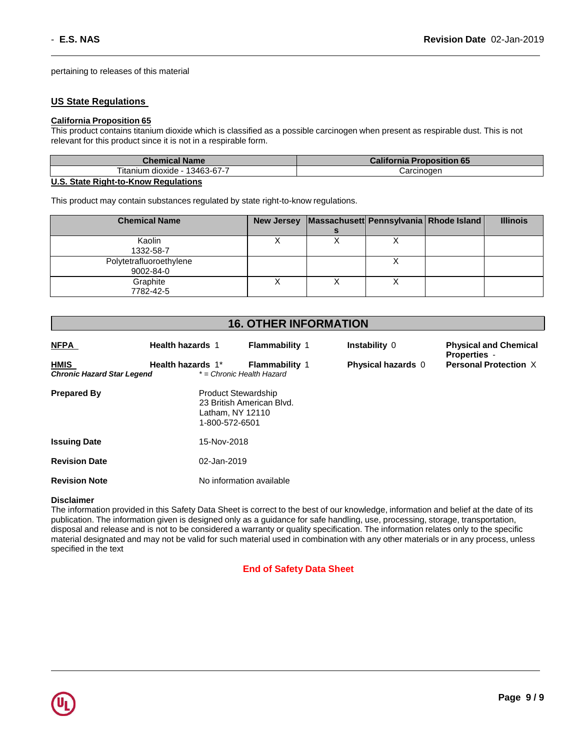pertaining to releases of this material

## US State Regulations

**California Proposition 65**

This product contains titanium dioxide which is classified as a possible carcinogen when present as respirable dust. This is not relevant for this product since it is not in a respirable form.

| Chemical Name | California Proposition 65 |
|---|---|
| Titanium dioxide - 13463-67-7 | Carcinogen |

**U.S. State Right-to-Know Regulations**

This product may contain substances regulated by state right-to-know regulations.

| Chemical Name | New Jersey | Massachusetts | Pennsylvania | Rhode Island | Illinois |
|---|---|---|---|---|---|
| Kaolin 1332-58-7 | X | X | X | | |
| Polytetrafluoroethylene 9002-84-0 | | | X | | |
| Graphite 7782-42-5 | X | X | X | | |

## 16. OTHER INFORMATION

| | | | | |
|---|---|---|---|---|
| **NFPA** | **Health hazards** 1 | **Flammability** 1 | **Instability** 0 | **Physical and Chemical Properties** - |
| **HMIS** | **Health hazards** 1* | **Flammability** 1 | **Physical hazards** 0 | **Personal Protection** X |
| ***Chronic Hazard Star Legend*** | *\* = Chronic Health Hazard* | | | |

**Prepared By**
Product Stewardship
23 British American Blvd.
Latham, NY 12110
1-800-572-6501

**Issuing Date** 15-Nov-2018

**Revision Date** 02-Jan-2019

**Revision Note** No information available

**Disclaimer**

The information provided in this Safety Data Sheet is correct to the best of our knowledge, information and belief at the date of its publication. The information given is designed only as a guidance for safe handling, use, processing, storage, transportation, disposal and release and is not to be considered a warranty or quality specification. The information relates only to the specific material designated and may not be valid for such material used in combination with any other materials or in any process, unless specified in the text

**End of Safety Data Sheet**